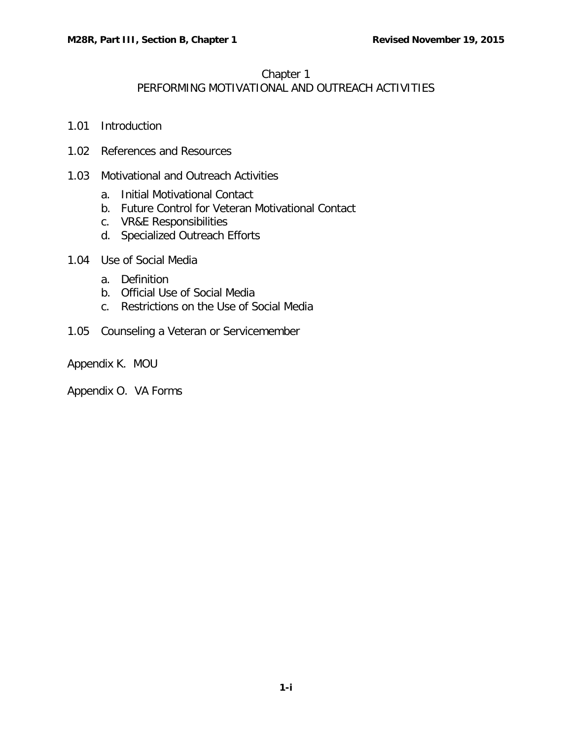# Chapter 1
## PERFORMING MOTIVATIONAL AND OUTREACH ACTIVITIES

1.01 Introduction

1.02 References and Resources

1.03 Motivational and Outreach Activities

  a. Initial Motivational Contact
  b. Future Control for Veteran Motivational Contact
  c. VR&E Responsibilities
  d. Specialized Outreach Efforts

1.04 Use of Social Media

  a. Definition
  b. Official Use of Social Media
  c. Restrictions on the Use of Social Media

1.05 Counseling a Veteran or Servicemember

Appendix K. MOU

Appendix O. VA Forms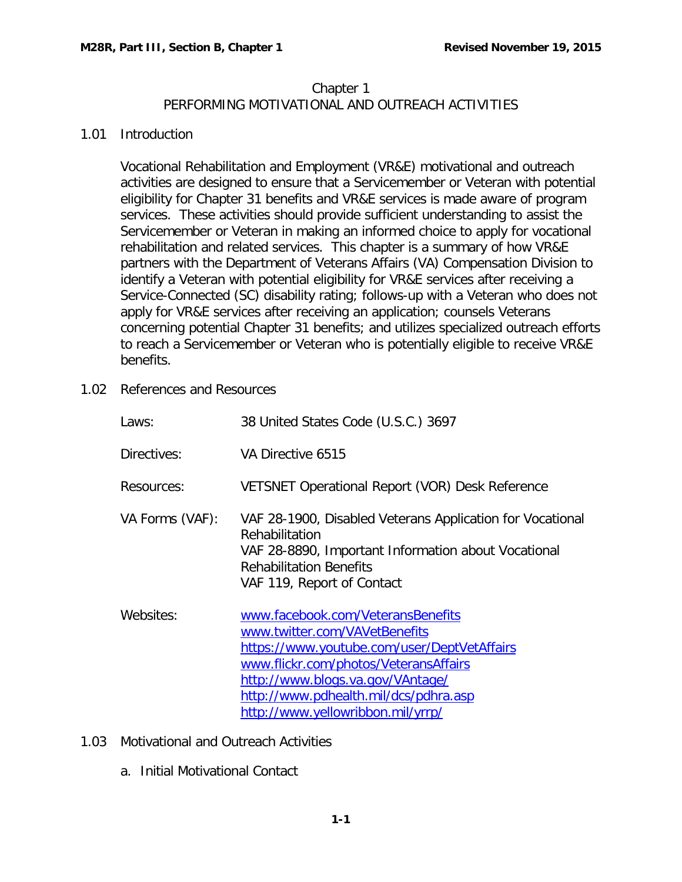# Chapter 1
# PERFORMING MOTIVATIONAL AND OUTREACH ACTIVITIES

## 1.01 Introduction

Vocational Rehabilitation and Employment (VR&E) motivational and outreach activities are designed to ensure that a Servicemember or Veteran with potential eligibility for Chapter 31 benefits and VR&E services is made aware of program services. These activities should provide sufficient understanding to assist the Servicemember or Veteran in making an informed choice to apply for vocational rehabilitation and related services. This chapter is a summary of how VR&E partners with the Department of Veterans Affairs (VA) Compensation Division to identify a Veteran with potential eligibility for VR&E services after receiving a Service-Connected (SC) disability rating; follows-up with a Veteran who does not apply for VR&E services after receiving an application; counsels Veterans concerning potential Chapter 31 benefits; and utilizes specialized outreach efforts to reach a Servicemember or Veteran who is potentially eligible to receive VR&E benefits.

## 1.02 References and Resources

| | |
|---|---|
| Laws: | 38 United States Code (U.S.C.) 3697 |
| Directives: | VA Directive 6515 |
| Resources: | VETSNET Operational Report (VOR) Desk Reference |
| VA Forms (VAF): | VAF 28-1900, Disabled Veterans Application for Vocational Rehabilitation<br>VAF 28-8890, Important Information about Vocational Rehabilitation Benefits<br>VAF 119, Report of Contact |
| Websites: | www.facebook.com/VeteransBenefits<br>www.twitter.com/VAVetBenefits<br>https://www.youtube.com/user/DeptVetAffairs<br>www.flickr.com/photos/VeteransAffairs<br>http://www.blogs.va.gov/VAntage/<br>http://www.pdhealth.mil/dcs/pdhra.asp<br>http://www.yellowribbon.mil/yrrp/ |

## 1.03 Motivational and Outreach Activities

### a. Initial Motivational Contact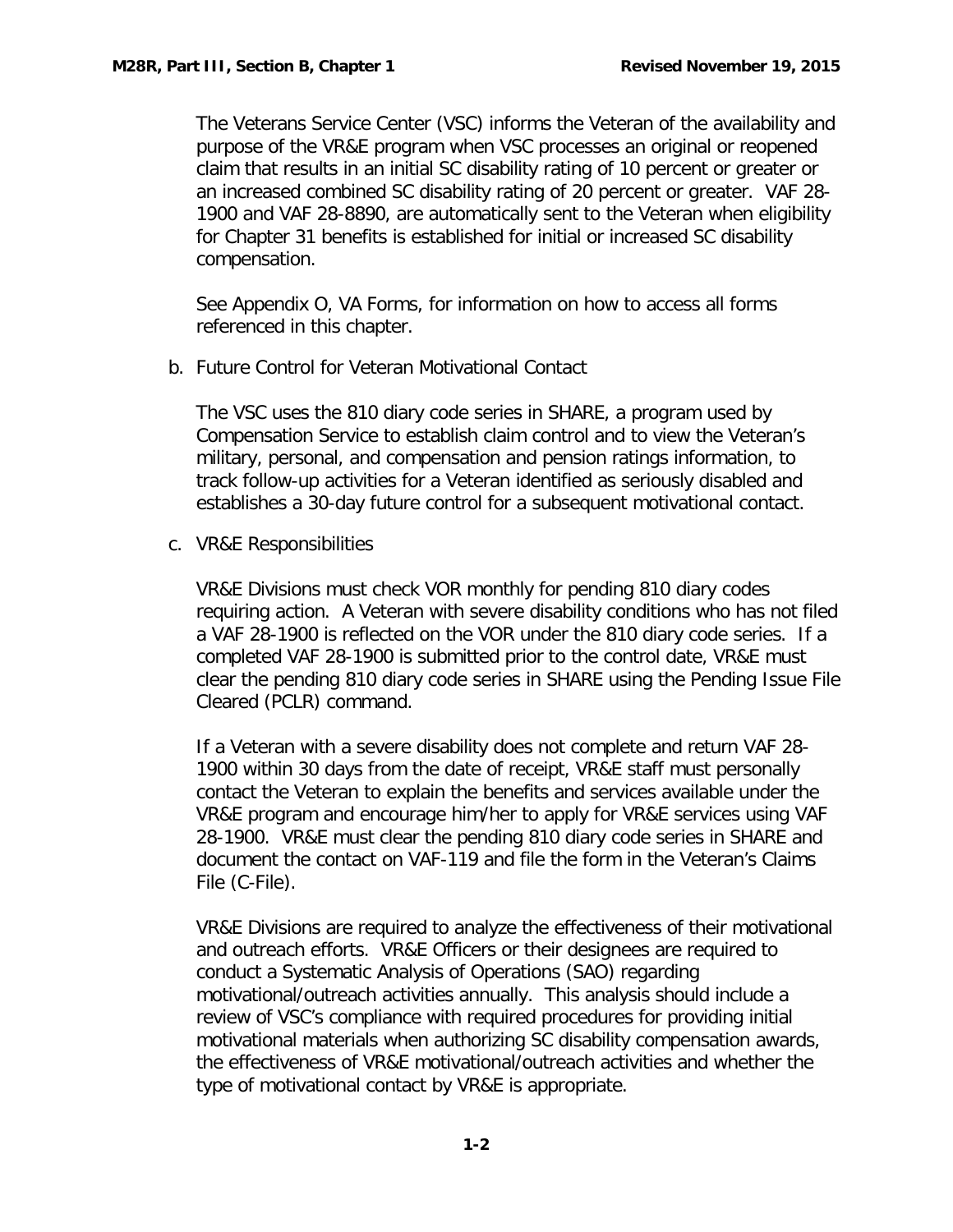The Veterans Service Center (VSC) informs the Veteran of the availability and purpose of the VR&E program when VSC processes an original or reopened claim that results in an initial SC disability rating of 10 percent or greater or an increased combined SC disability rating of 20 percent or greater. VAF 28-1900 and VAF 28-8890, are automatically sent to the Veteran when eligibility for Chapter 31 benefits is established for initial or increased SC disability compensation.

See Appendix O, VA Forms, for information on how to access all forms referenced in this chapter.

b. Future Control for Veteran Motivational Contact

The VSC uses the 810 diary code series in SHARE, a program used by Compensation Service to establish claim control and to view the Veteran's military, personal, and compensation and pension ratings information, to track follow-up activities for a Veteran identified as seriously disabled and establishes a 30-day future control for a subsequent motivational contact.

c. VR&E Responsibilities

VR&E Divisions must check VOR monthly for pending 810 diary codes requiring action. A Veteran with severe disability conditions who has not filed a VAF 28-1900 is reflected on the VOR under the 810 diary code series. If a completed VAF 28-1900 is submitted prior to the control date, VR&E must clear the pending 810 diary code series in SHARE using the Pending Issue File Cleared (PCLR) command.

If a Veteran with a severe disability does not complete and return VAF 28-1900 within 30 days from the date of receipt, VR&E staff must personally contact the Veteran to explain the benefits and services available under the VR&E program and encourage him/her to apply for VR&E services using VAF 28-1900. VR&E must clear the pending 810 diary code series in SHARE and document the contact on VAF-119 and file the form in the Veteran's Claims File (C-File).

VR&E Divisions are required to analyze the effectiveness of their motivational and outreach efforts. VR&E Officers or their designees are required to conduct a Systematic Analysis of Operations (SAO) regarding motivational/outreach activities annually. This analysis should include a review of VSC's compliance with required procedures for providing initial motivational materials when authorizing SC disability compensation awards, the effectiveness of VR&E motivational/outreach activities and whether the type of motivational contact by VR&E is appropriate.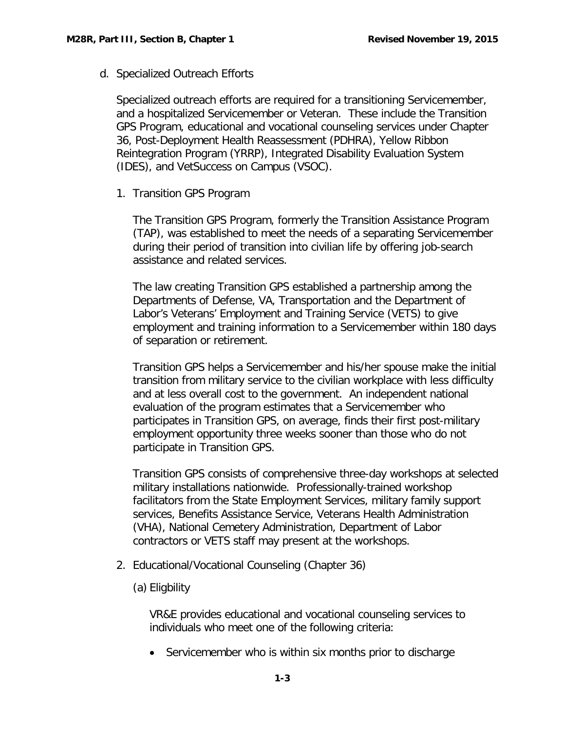d. Specialized Outreach Efforts

Specialized outreach efforts are required for a transitioning Servicemember, and a hospitalized Servicemember or Veteran. These include the Transition GPS Program, educational and vocational counseling services under Chapter 36, Post-Deployment Health Reassessment (PDHRA), Yellow Ribbon Reintegration Program (YRRP), Integrated Disability Evaluation System (IDES), and VetSuccess on Campus (VSOC).

1. Transition GPS Program

   The Transition GPS Program, formerly the Transition Assistance Program (TAP), was established to meet the needs of a separating Servicemember during their period of transition into civilian life by offering job-search assistance and related services.

   The law creating Transition GPS established a partnership among the Departments of Defense, VA, Transportation and the Department of Labor's Veterans' Employment and Training Service (VETS) to give employment and training information to a Servicemember within 180 days of separation or retirement.

   Transition GPS helps a Servicemember and his/her spouse make the initial transition from military service to the civilian workplace with less difficulty and at less overall cost to the government. An independent national evaluation of the program estimates that a Servicemember who participates in Transition GPS, on average, finds their first post-military employment opportunity three weeks sooner than those who do not participate in Transition GPS.

   Transition GPS consists of comprehensive three-day workshops at selected military installations nationwide. Professionally-trained workshop facilitators from the State Employment Services, military family support services, Benefits Assistance Service, Veterans Health Administration (VHA), National Cemetery Administration, Department of Labor contractors or VETS staff may present at the workshops.

2. Educational/Vocational Counseling (Chapter 36)

   (a) Eligbility

   VR&E provides educational and vocational counseling services to individuals who meet one of the following criteria:

   - Servicemember who is within six months prior to discharge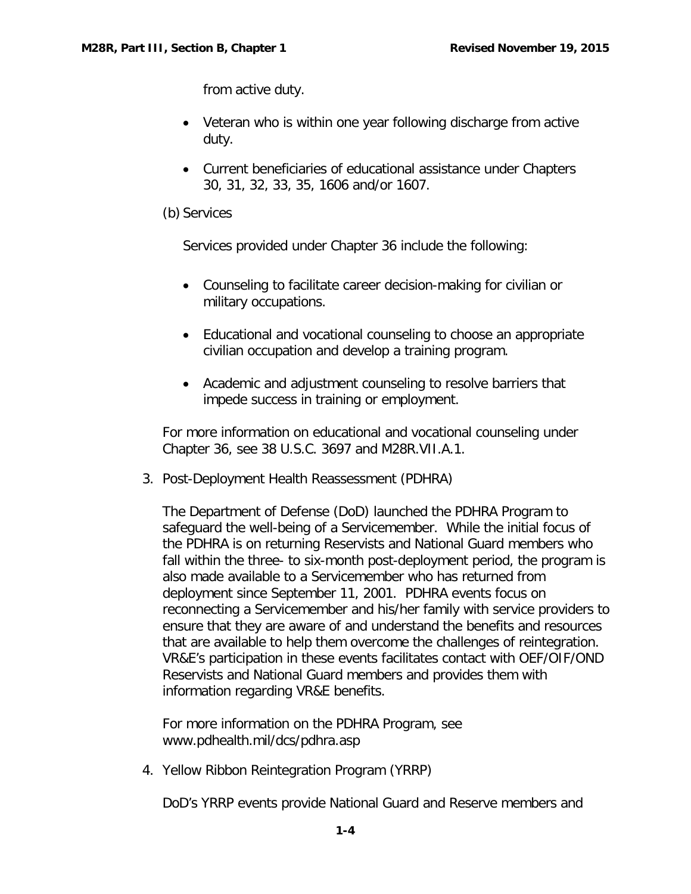from active duty.

- Veteran who is within one year following discharge from active duty.
- Current beneficiaries of educational assistance under Chapters 30, 31, 32, 33, 35, 1606 and/or 1607.

(b) Services

Services provided under Chapter 36 include the following:

- Counseling to facilitate career decision-making for civilian or military occupations.
- Educational and vocational counseling to choose an appropriate civilian occupation and develop a training program.
- Academic and adjustment counseling to resolve barriers that impede success in training or employment.

For more information on educational and vocational counseling under Chapter 36, see 38 U.S.C. 3697 and M28R.VII.A.1.

3. Post-Deployment Health Reassessment (PDHRA)

The Department of Defense (DoD) launched the PDHRA Program to safeguard the well-being of a Servicemember. While the initial focus of the PDHRA is on returning Reservists and National Guard members who fall within the three- to six-month post-deployment period, the program is also made available to a Servicemember who has returned from deployment since September 11, 2001. PDHRA events focus on reconnecting a Servicemember and his/her family with service providers to ensure that they are aware of and understand the benefits and resources that are available to help them overcome the challenges of reintegration. VR&E's participation in these events facilitates contact with OEF/OIF/OND Reservists and National Guard members and provides them with information regarding VR&E benefits.

For more information on the PDHRA Program, see www.pdhealth.mil/dcs/pdhra.asp

4. Yellow Ribbon Reintegration Program (YRRP)

DoD's YRRP events provide National Guard and Reserve members and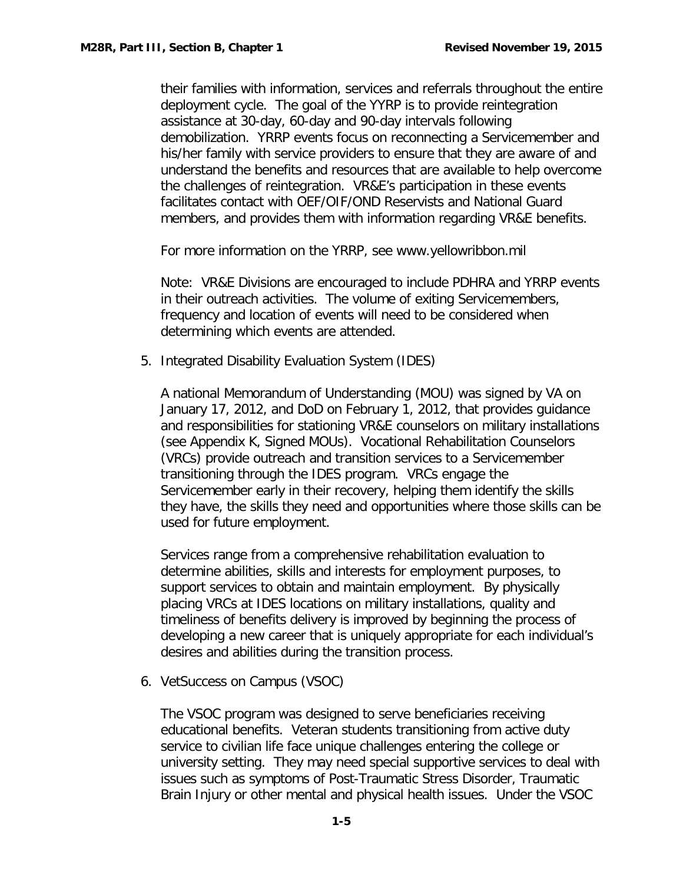their families with information, services and referrals throughout the entire deployment cycle. The goal of the YYRP is to provide reintegration assistance at 30-day, 60-day and 90-day intervals following demobilization. YRRP events focus on reconnecting a Servicemember and his/her family with service providers to ensure that they are aware of and understand the benefits and resources that are available to help overcome the challenges of reintegration. VR&E's participation in these events facilitates contact with OEF/OIF/OND Reservists and National Guard members, and provides them with information regarding VR&E benefits.

For more information on the YRRP, see www.yellowribbon.mil

Note: VR&E Divisions are encouraged to include PDHRA and YRRP events in their outreach activities. The volume of exiting Servicemembers, frequency and location of events will need to be considered when determining which events are attended.

5. Integrated Disability Evaluation System (IDES)

   A national Memorandum of Understanding (MOU) was signed by VA on January 17, 2012, and DoD on February 1, 2012, that provides guidance and responsibilities for stationing VR&E counselors on military installations (see Appendix K, Signed MOUs). Vocational Rehabilitation Counselors (VRCs) provide outreach and transition services to a Servicemember transitioning through the IDES program. VRCs engage the Servicemember early in their recovery, helping them identify the skills they have, the skills they need and opportunities where those skills can be used for future employment.

   Services range from a comprehensive rehabilitation evaluation to determine abilities, skills and interests for employment purposes, to support services to obtain and maintain employment. By physically placing VRCs at IDES locations on military installations, quality and timeliness of benefits delivery is improved by beginning the process of developing a new career that is uniquely appropriate for each individual's desires and abilities during the transition process.

6. VetSuccess on Campus (VSOC)

   The VSOC program was designed to serve beneficiaries receiving educational benefits. Veteran students transitioning from active duty service to civilian life face unique challenges entering the college or university setting. They may need special supportive services to deal with issues such as symptoms of Post-Traumatic Stress Disorder, Traumatic Brain Injury or other mental and physical health issues. Under the VSOC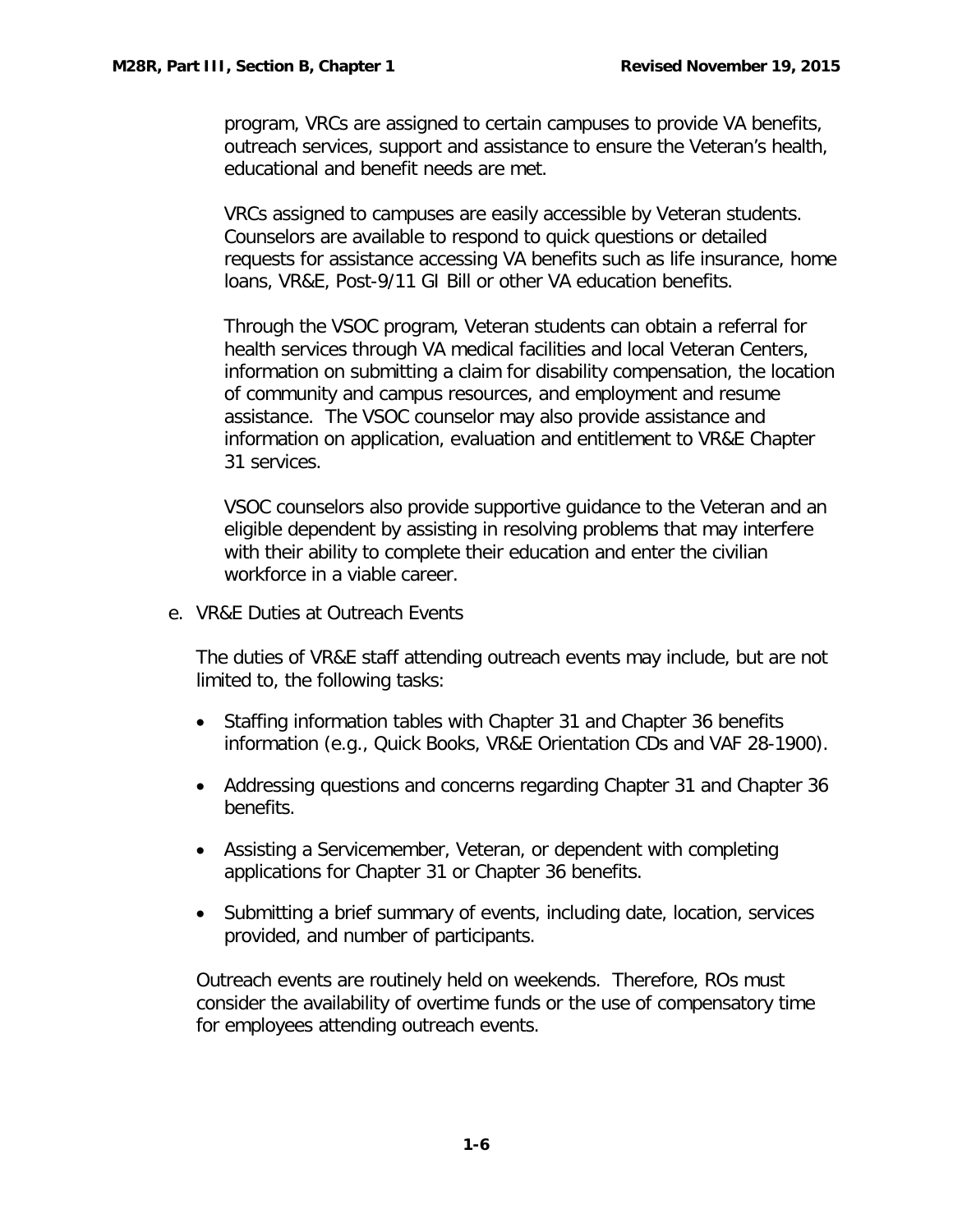program, VRCs are assigned to certain campuses to provide VA benefits, outreach services, support and assistance to ensure the Veteran's health, educational and benefit needs are met.

VRCs assigned to campuses are easily accessible by Veteran students. Counselors are available to respond to quick questions or detailed requests for assistance accessing VA benefits such as life insurance, home loans, VR&E, Post-9/11 GI Bill or other VA education benefits.

Through the VSOC program, Veteran students can obtain a referral for health services through VA medical facilities and local Veteran Centers, information on submitting a claim for disability compensation, the location of community and campus resources, and employment and resume assistance. The VSOC counselor may also provide assistance and information on application, evaluation and entitlement to VR&E Chapter 31 services.

VSOC counselors also provide supportive guidance to the Veteran and an eligible dependent by assisting in resolving problems that may interfere with their ability to complete their education and enter the civilian workforce in a viable career.

e. VR&E Duties at Outreach Events

The duties of VR&E staff attending outreach events may include, but are not limited to, the following tasks:

- Staffing information tables with Chapter 31 and Chapter 36 benefits information (e.g., Quick Books, VR&E Orientation CDs and VAF 28-1900).
- Addressing questions and concerns regarding Chapter 31 and Chapter 36 benefits.
- Assisting a Servicemember, Veteran, or dependent with completing applications for Chapter 31 or Chapter 36 benefits.
- Submitting a brief summary of events, including date, location, services provided, and number of participants.

Outreach events are routinely held on weekends. Therefore, ROs must consider the availability of overtime funds or the use of compensatory time for employees attending outreach events.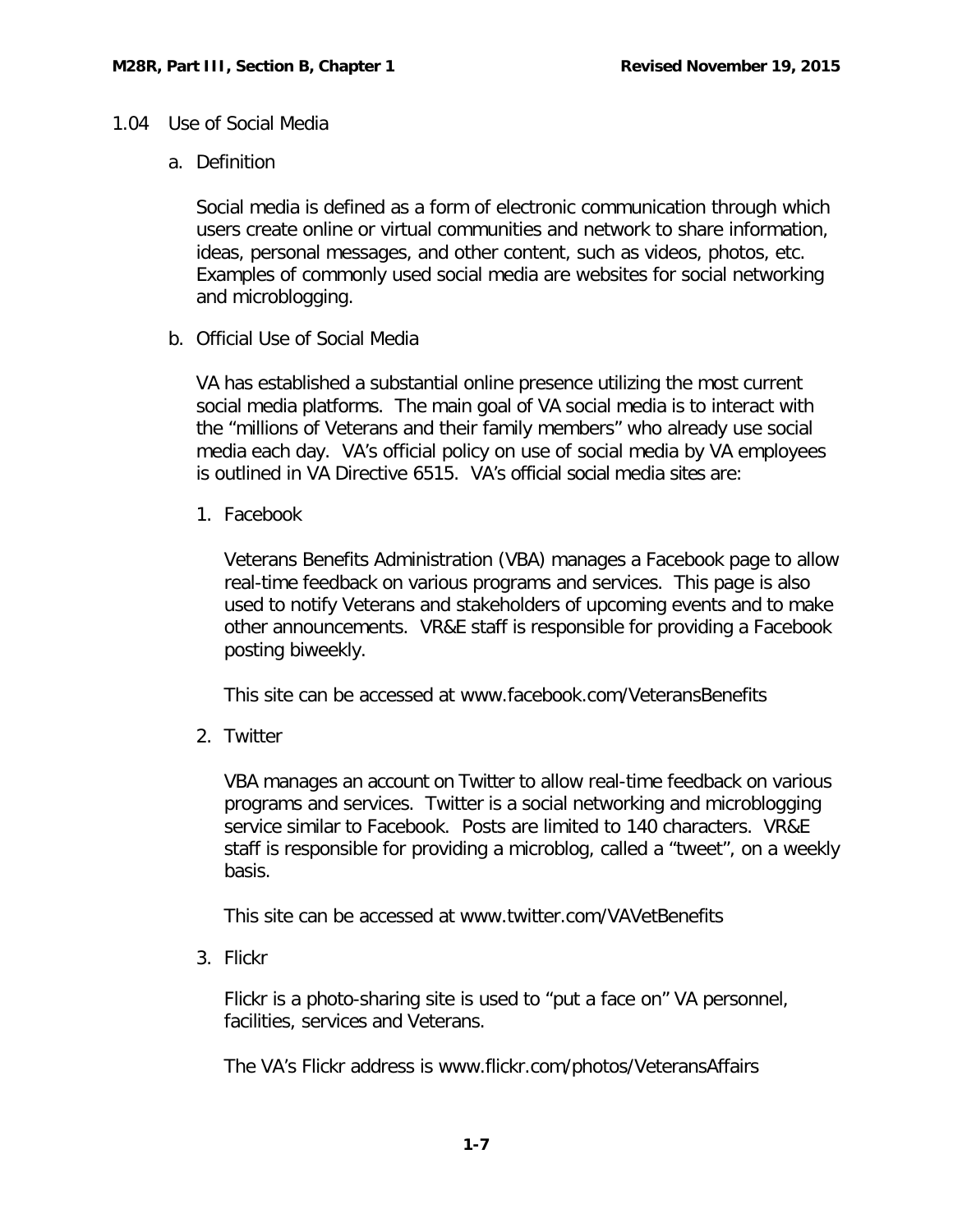## 1.04 Use of Social Media

### a. Definition

Social media is defined as a form of electronic communication through which users create online or virtual communities and network to share information, ideas, personal messages, and other content, such as videos, photos, etc. Examples of commonly used social media are websites for social networking and microblogging.

### b. Official Use of Social Media

VA has established a substantial online presence utilizing the most current social media platforms. The main goal of VA social media is to interact with the "millions of Veterans and their family members" who already use social media each day. VA's official policy on use of social media by VA employees is outlined in VA Directive 6515. VA's official social media sites are:

1. Facebook

   Veterans Benefits Administration (VBA) manages a Facebook page to allow real-time feedback on various programs and services. This page is also used to notify Veterans and stakeholders of upcoming events and to make other announcements. VR&E staff is responsible for providing a Facebook posting biweekly.

   This site can be accessed at www.facebook.com/VeteransBenefits

2. Twitter

   VBA manages an account on Twitter to allow real-time feedback on various programs and services. Twitter is a social networking and microblogging service similar to Facebook. Posts are limited to 140 characters. VR&E staff is responsible for providing a microblog, called a "tweet", on a weekly basis.

   This site can be accessed at www.twitter.com/VAVetBenefits

3. Flickr

   Flickr is a photo-sharing site is used to "put a face on" VA personnel, facilities, services and Veterans.

   The VA's Flickr address is www.flickr.com/photos/VeteransAffairs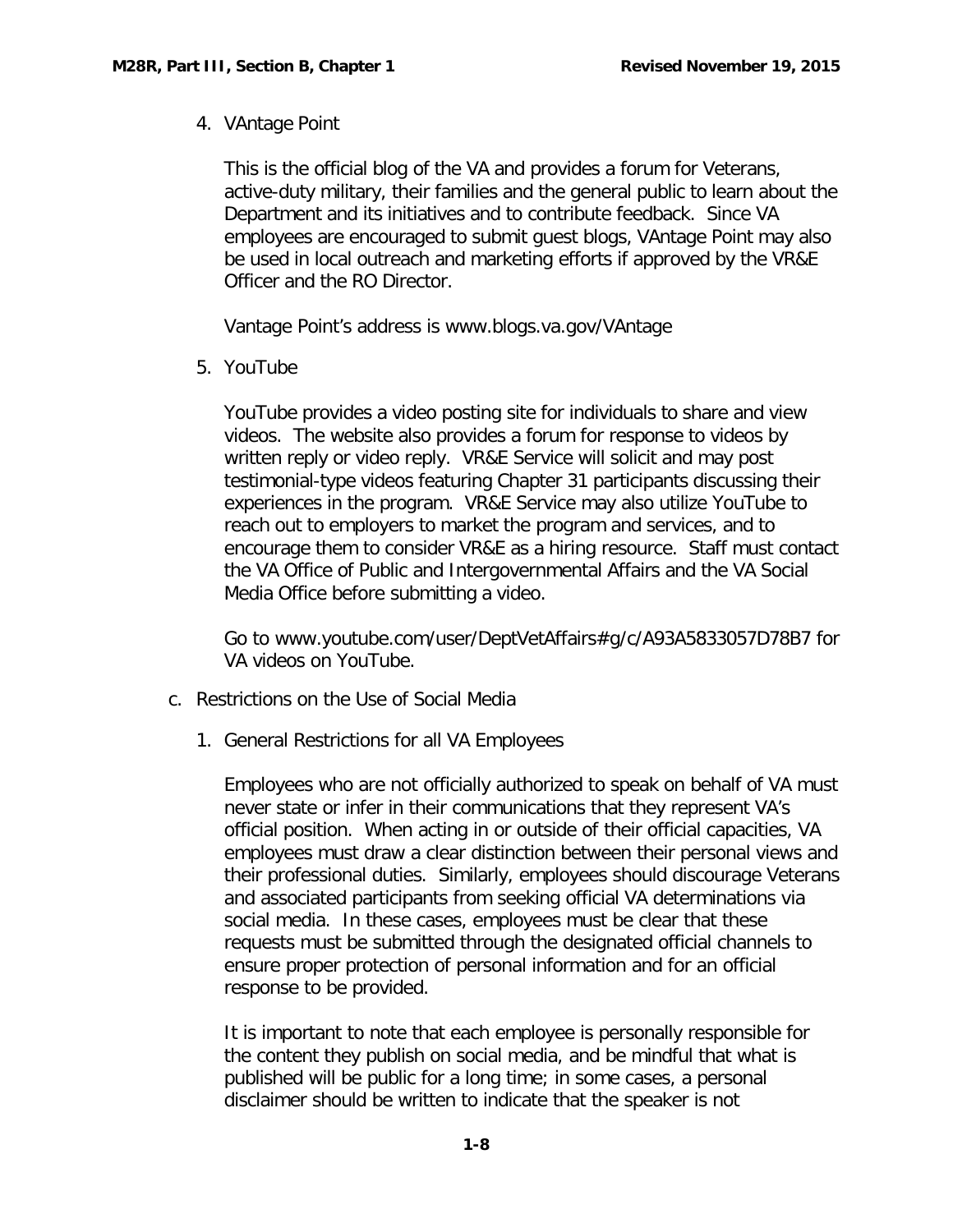4. VAntage Point

   This is the official blog of the VA and provides a forum for Veterans, active-duty military, their families and the general public to learn about the Department and its initiatives and to contribute feedback. Since VA employees are encouraged to submit guest blogs, VAntage Point may also be used in local outreach and marketing efforts if approved by the VR&E Officer and the RO Director.

   Vantage Point's address is www.blogs.va.gov/VAntage

5. YouTube

   YouTube provides a video posting site for individuals to share and view videos. The website also provides a forum for response to videos by written reply or video reply. VR&E Service will solicit and may post testimonial-type videos featuring Chapter 31 participants discussing their experiences in the program. VR&E Service may also utilize YouTube to reach out to employers to market the program and services, and to encourage them to consider VR&E as a hiring resource. Staff must contact the VA Office of Public and Intergovernmental Affairs and the VA Social Media Office before submitting a video.

   Go to www.youtube.com/user/DeptVetAffairs#g/c/A93A5833057D78B7 for VA videos on YouTube.

c. Restrictions on the Use of Social Media

   1. General Restrictions for all VA Employees

      Employees who are not officially authorized to speak on behalf of VA must never state or infer in their communications that they represent VA's official position. When acting in or outside of their official capacities, VA employees must draw a clear distinction between their personal views and their professional duties. Similarly, employees should discourage Veterans and associated participants from seeking official VA determinations via social media. In these cases, employees must be clear that these requests must be submitted through the designated official channels to ensure proper protection of personal information and for an official response to be provided.

      It is important to note that each employee is personally responsible for the content they publish on social media, and be mindful that what is published will be public for a long time; in some cases, a personal disclaimer should be written to indicate that the speaker is not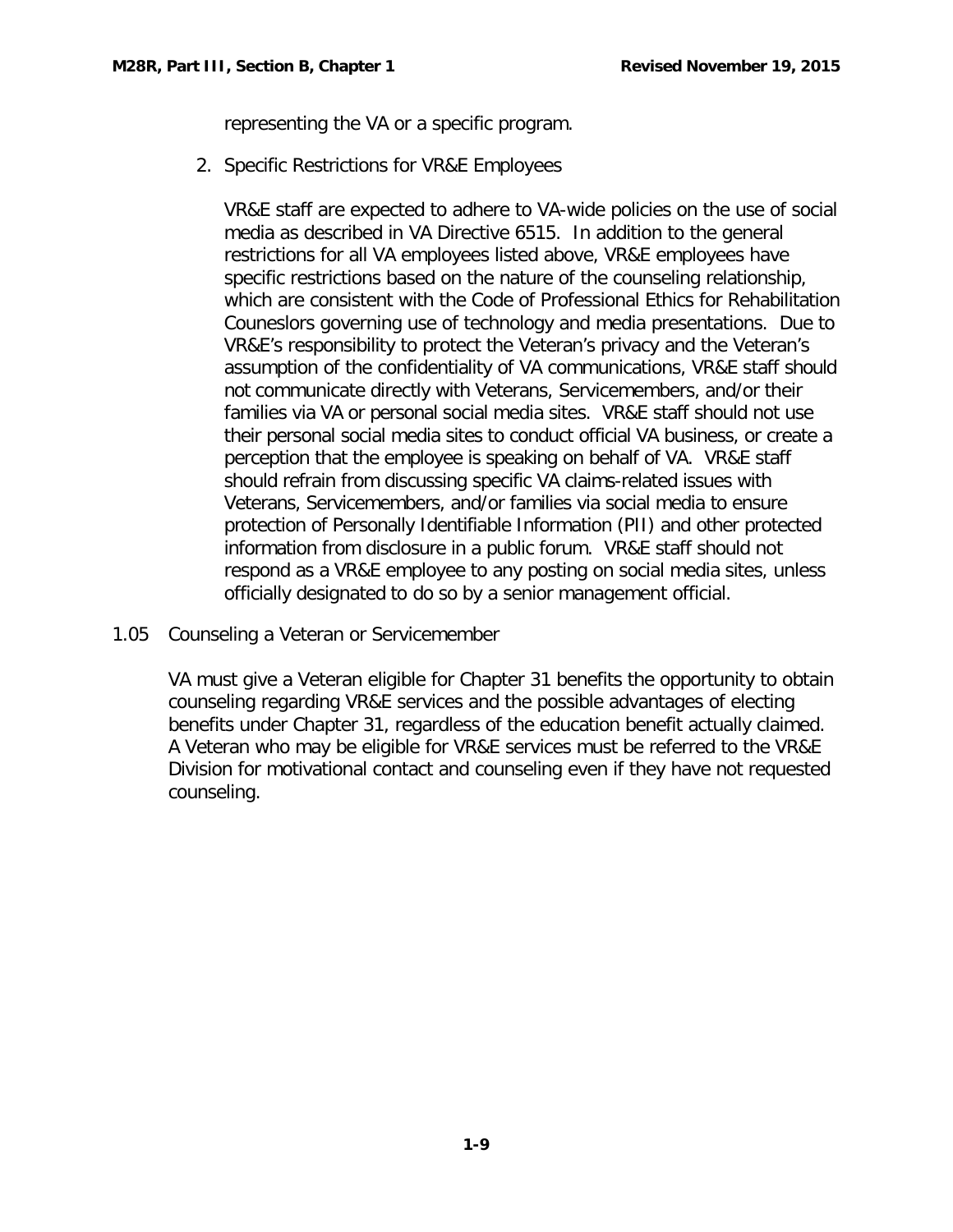representing the VA or a specific program.

2. Specific Restrictions for VR&E Employees

   VR&E staff are expected to adhere to VA-wide policies on the use of social media as described in VA Directive 6515. In addition to the general restrictions for all VA employees listed above, VR&E employees have specific restrictions based on the nature of the counseling relationship, which are consistent with the Code of Professional Ethics for Rehabilitation Couneslors governing use of technology and media presentations. Due to VR&E's responsibility to protect the Veteran's privacy and the Veteran's assumption of the confidentiality of VA communications, VR&E staff should not communicate directly with Veterans, Servicemembers, and/or their families via VA or personal social media sites. VR&E staff should not use their personal social media sites to conduct official VA business, or create a perception that the employee is speaking on behalf of VA. VR&E staff should refrain from discussing specific VA claims-related issues with Veterans, Servicemembers, and/or families via social media to ensure protection of Personally Identifiable Information (PII) and other protected information from disclosure in a public forum. VR&E staff should not respond as a VR&E employee to any posting on social media sites, unless officially designated to do so by a senior management official.

## 1.05 Counseling a Veteran or Servicemember

VA must give a Veteran eligible for Chapter 31 benefits the opportunity to obtain counseling regarding VR&E services and the possible advantages of electing benefits under Chapter 31, regardless of the education benefit actually claimed. A Veteran who may be eligible for VR&E services must be referred to the VR&E Division for motivational contact and counseling even if they have not requested counseling.